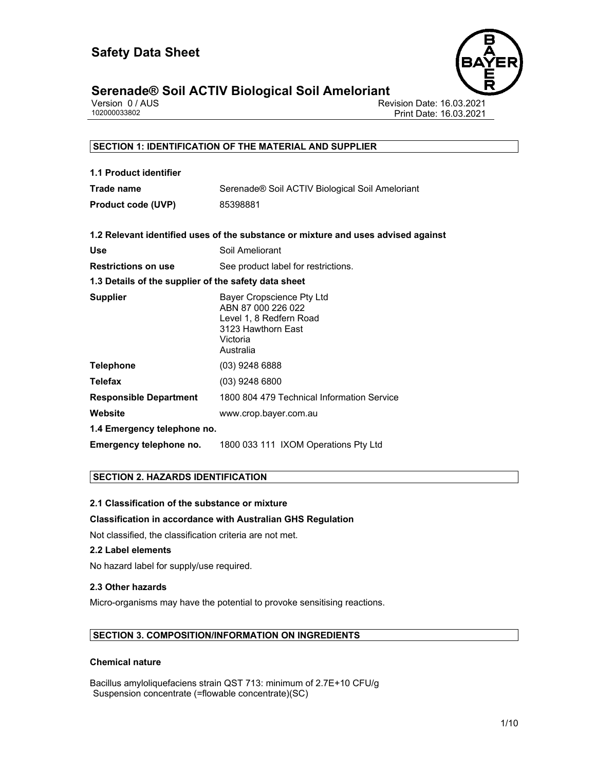# Safety Data Sheet

## Serenade® Soil ACTIV Biological Soil Ameloriant

Version 0 / AUS
102000033802

Revision Date: 16.03.2021
Print Date: 16.03.2021

### SECTION 1: IDENTIFICATION OF THE MATERIAL AND SUPPLIER

**1.1 Product identifier**

| | |
|---|---|
| **Trade name** | Serenade® Soil ACTIV Biological Soil Ameloriant |
| **Product code (UVP)** | 85398881 |

**1.2 Relevant identified uses of the substance or mixture and uses advised against**

| | |
|---|---|
| **Use** | Soil Ameliorant |
| **Restrictions on use** | See product label for restrictions. |

**1.3 Details of the supplier of the safety data sheet**

| | |
|---|---|
| **Supplier** | Bayer Cropscience Pty Ltd<br>ABN 87 000 226 022<br>Level 1, 8 Redfern Road<br>3123 Hawthorn East<br>Victoria<br>Australia |
| **Telephone** | (03) 9248 6888 |
| **Telefax** | (03) 9248 6800 |
| **Responsible Department** | 1800 804 479 Technical Information Service |
| **Website** | www.crop.bayer.com.au |

**1.4 Emergency telephone no.**

| | |
|---|---|
| **Emergency telephone no.** | 1800 033 111 IXOM Operations Pty Ltd |

### SECTION 2. HAZARDS IDENTIFICATION

**2.1 Classification of the substance or mixture**

**Classification in accordance with Australian GHS Regulation**

Not classified, the classification criteria are not met.

**2.2 Label elements**

No hazard label for supply/use required.

**2.3 Other hazards**

Micro-organisms may have the potential to provoke sensitising reactions.

### SECTION 3. COMPOSITION/INFORMATION ON INGREDIENTS

**Chemical nature**

Bacillus amyloliquefaciens strain QST 713: minimum of 2.7E+10 CFU/g
Suspension concentrate (=flowable concentrate)(SC)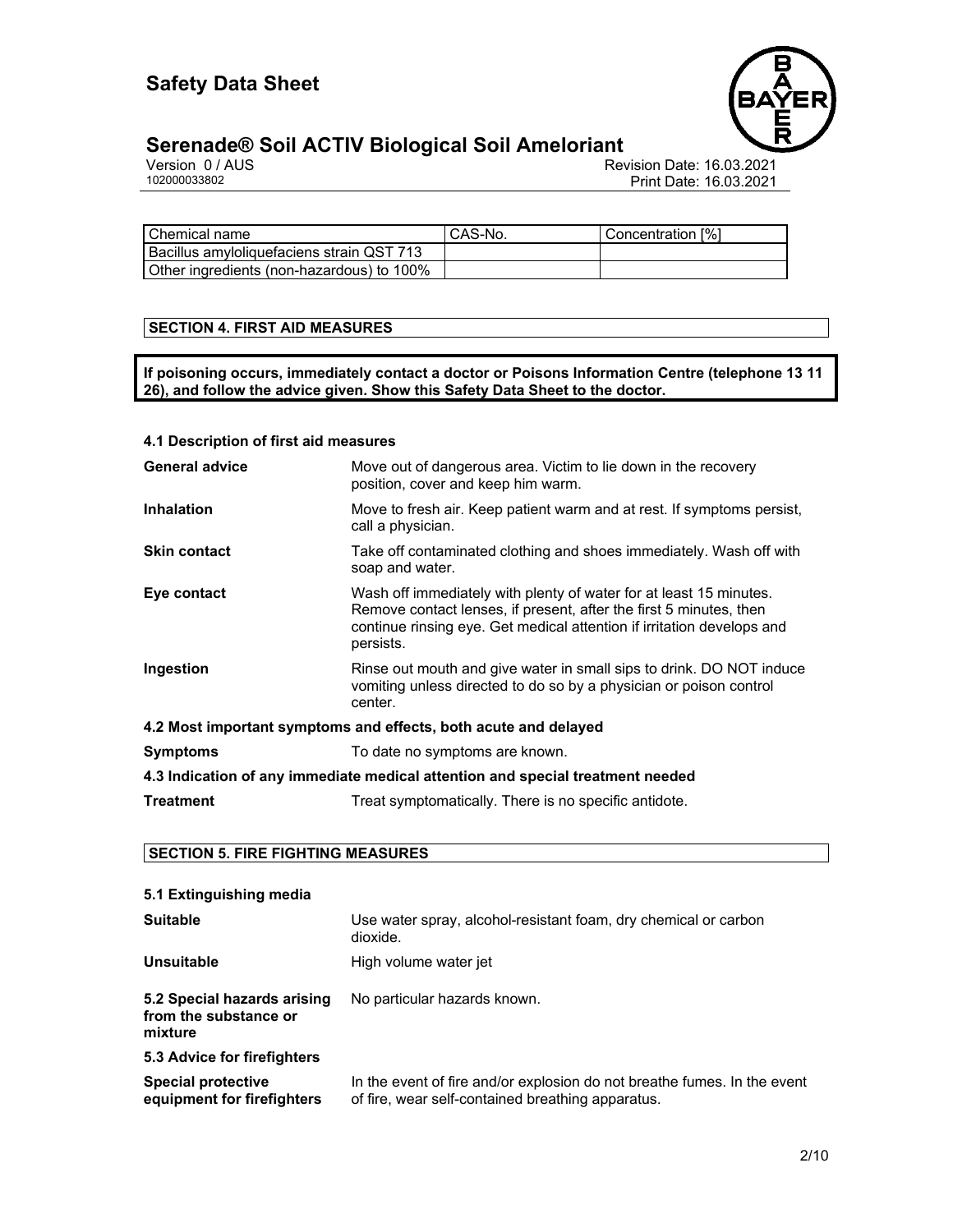| Chemical name | CAS-No. | Concentration [%] |
|---|---|---|
| Bacillus amyloliquefaciens strain QST 713 | | |
| Other ingredients (non-hazardous) to 100% | | |

## SECTION 4. FIRST AID MEASURES

**If poisoning occurs, immediately contact a doctor or Poisons Information Centre (telephone 13 11 26), and follow the advice given. Show this Safety Data Sheet to the doctor.**

### 4.1 Description of first aid measures

**General advice** Move out of dangerous area. Victim to lie down in the recovery position, cover and keep him warm.

**Inhalation** Move to fresh air. Keep patient warm and at rest. If symptoms persist, call a physician.

**Skin contact** Take off contaminated clothing and shoes immediately. Wash off with soap and water.

**Eye contact** Wash off immediately with plenty of water for at least 15 minutes. Remove contact lenses, if present, after the first 5 minutes, then continue rinsing eye. Get medical attention if irritation develops and persists.

**Ingestion** Rinse out mouth and give water in small sips to drink. DO NOT induce vomiting unless directed to do so by a physician or poison control center.

### 4.2 Most important symptoms and effects, both acute and delayed

**Symptoms** To date no symptoms are known.

### 4.3 Indication of any immediate medical attention and special treatment needed

**Treatment** Treat symptomatically. There is no specific antidote.

## SECTION 5. FIRE FIGHTING MEASURES

### 5.1 Extinguishing media

**Suitable** Use water spray, alcohol-resistant foam, dry chemical or carbon dioxide.

**Unsuitable** High volume water jet

**5.2 Special hazards arising from the substance or mixture** No particular hazards known.

### 5.3 Advice for firefighters

**Special protective equipment for firefighters** In the event of fire and/or explosion do not breathe fumes. In the event of fire, wear self-contained breathing apparatus.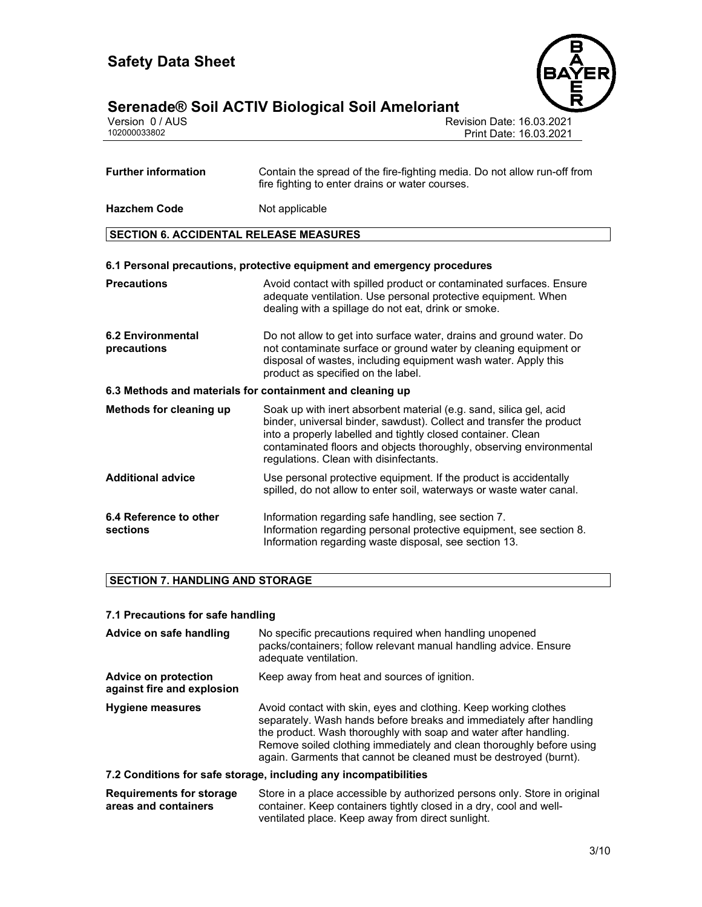| | |
|---|---|
| **Further information** | Contain the spread of the fire-fighting media. Do not allow run-off from fire fighting to enter drains or water courses. |
| **Hazchem Code** | Not applicable |

## SECTION 6. ACCIDENTAL RELEASE MEASURES

### 6.1 Personal precautions, protective equipment and emergency procedures

| | |
|---|---|
| **Precautions** | Avoid contact with spilled product or contaminated surfaces. Ensure adequate ventilation. Use personal protective equipment. When dealing with a spillage do not eat, drink or smoke. |
| **6.2 Environmental precautions** | Do not allow to get into surface water, drains and ground water. Do not contaminate surface or ground water by cleaning equipment or disposal of wastes, including equipment wash water. Apply this product as specified on the label. |

### 6.3 Methods and materials for containment and cleaning up

| | |
|---|---|
| **Methods for cleaning up** | Soak up with inert absorbent material (e.g. sand, silica gel, acid binder, universal binder, sawdust). Collect and transfer the product into a properly labelled and tightly closed container. Clean contaminated floors and objects thoroughly, observing environmental regulations. Clean with disinfectants. |
| **Additional advice** | Use personal protective equipment. If the product is accidentally spilled, do not allow to enter soil, waterways or waste water canal. |
| **6.4 Reference to other sections** | Information regarding safe handling, see section 7.<br>Information regarding personal protective equipment, see section 8.<br>Information regarding waste disposal, see section 13. |

## SECTION 7. HANDLING AND STORAGE

### 7.1 Precautions for safe handling

| | |
|---|---|
| **Advice on safe handling** | No specific precautions required when handling unopened packs/containers; follow relevant manual handling advice. Ensure adequate ventilation. |
| **Advice on protection against fire and explosion** | Keep away from heat and sources of ignition. |
| **Hygiene measures** | Avoid contact with skin, eyes and clothing. Keep working clothes separately. Wash hands before breaks and immediately after handling the product. Wash thoroughly with soap and water after handling. Remove soiled clothing immediately and clean thoroughly before using again. Garments that cannot be cleaned must be destroyed (burnt). |

### 7.2 Conditions for safe storage, including any incompatibilities

| | |
|---|---|
| **Requirements for storage areas and containers** | Store in a place accessible by authorized persons only. Store in original container. Keep containers tightly closed in a dry, cool and well-ventilated place. Keep away from direct sunlight. |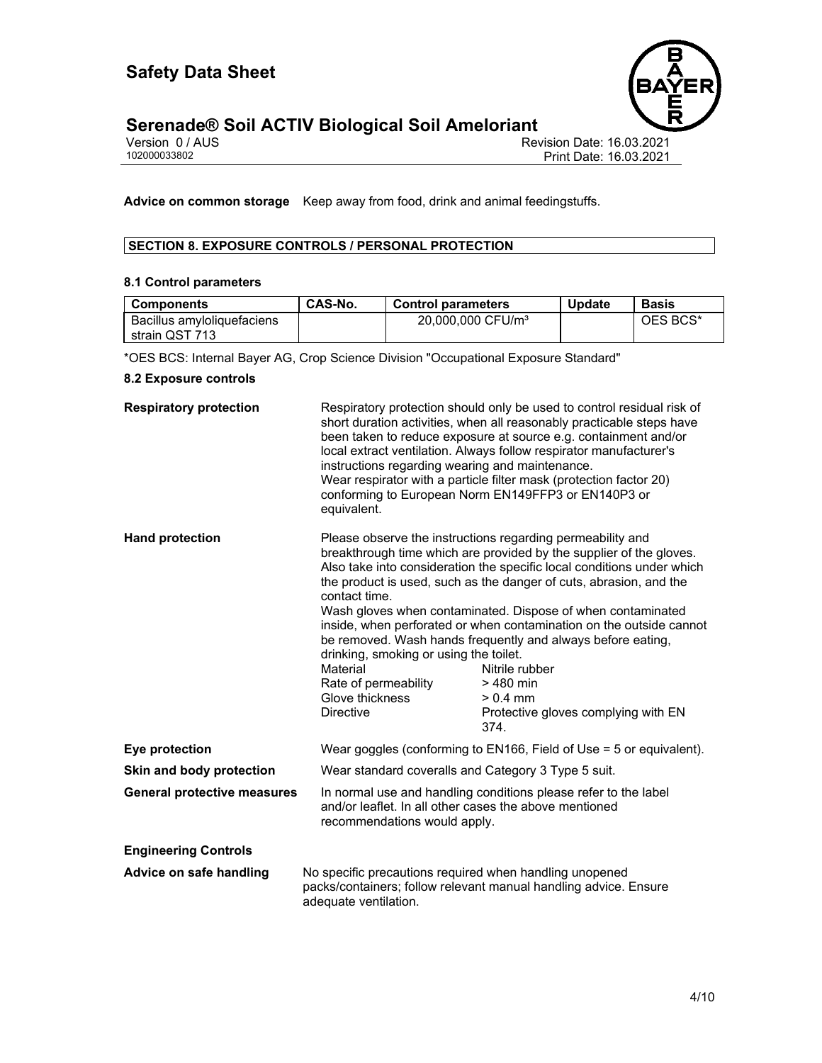**Advice on common storage** Keep away from food, drink and animal feedingstuffs.

## SECTION 8. EXPOSURE CONTROLS / PERSONAL PROTECTION

### 8.1 Control parameters

| Components | CAS-No. | Control parameters | Update | Basis |
|---|---|---|---|---|
| Bacillus amyloliquefaciens strain QST 713 | | 20,000,000 CFU/m³ | | OES BCS* |

*OES BCS: Internal Bayer AG, Crop Science Division "Occupational Exposure Standard"

### 8.2 Exposure controls

**Respiratory protection**

Respiratory protection should only be used to control residual risk of short duration activities, when all reasonably practicable steps have been taken to reduce exposure at source e.g. containment and/or local extract ventilation. Always follow respirator manufacturer's instructions regarding wearing and maintenance.
Wear respirator with a particle filter mask (protection factor 20) conforming to European Norm EN149FFP3 or EN140P3 or equivalent.

**Hand protection**

Please observe the instructions regarding permeability and breakthrough time which are provided by the supplier of the gloves. Also take into consideration the specific local conditions under which the product is used, such as the danger of cuts, abrasion, and the contact time.
Wash gloves when contaminated. Dispose of when contaminated inside, when perforated or when contamination on the outside cannot be removed. Wash hands frequently and always before eating, drinking, smoking or using the toilet.

| | |
|---|---|
| Material | Nitrile rubber |
| Rate of permeability | > 480 min |
| Glove thickness | > 0.4 mm |
| Directive | Protective gloves complying with EN 374. |

**Eye protection**

Wear goggles (conforming to EN166, Field of Use = 5 or equivalent).

**Skin and body protection**

Wear standard coveralls and Category 3 Type 5 suit.

**General protective measures**

In normal use and handling conditions please refer to the label and/or leaflet. In all other cases the above mentioned recommendations would apply.

**Engineering Controls**

**Advice on safe handling**

No specific precautions required when handling unopened packs/containers; follow relevant manual handling advice. Ensure adequate ventilation.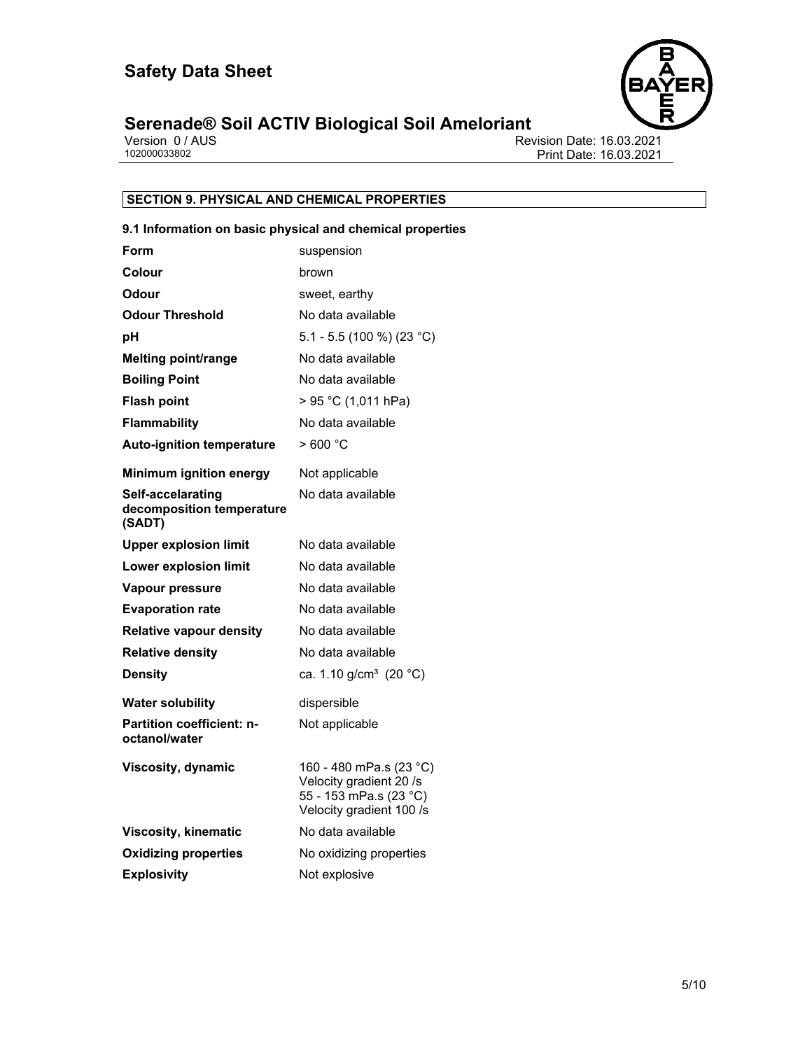## SECTION 9. PHYSICAL AND CHEMICAL PROPERTIES

### 9.1 Information on basic physical and chemical properties

| | |
|---|---|
| **Form** | suspension |
| **Colour** | brown |
| **Odour** | sweet, earthy |
| **Odour Threshold** | No data available |
| **pH** | 5.1 - 5.5 (100 %) (23 °C) |
| **Melting point/range** | No data available |
| **Boiling Point** | No data available |
| **Flash point** | > 95 °C (1,011 hPa) |
| **Flammability** | No data available |
| **Auto-ignition temperature** | > 600 °C |
| **Minimum ignition energy** | Not applicable |
| **Self-accelarating decomposition temperature (SADT)** | No data available |
| **Upper explosion limit** | No data available |
| **Lower explosion limit** | No data available |
| **Vapour pressure** | No data available |
| **Evaporation rate** | No data available |
| **Relative vapour density** | No data available |
| **Relative density** | No data available |
| **Density** | ca. 1.10 g/cm³ (20 °C) |
| **Water solubility** | dispersible |
| **Partition coefficient: n-octanol/water** | Not applicable |
| **Viscosity, dynamic** | 160 - 480 mPa.s (23 °C) Velocity gradient 20 /s<br>55 - 153 mPa.s (23 °C) Velocity gradient 100 /s |
| **Viscosity, kinematic** | No data available |
| **Oxidizing properties** | No oxidizing properties |
| **Explosivity** | Not explosive |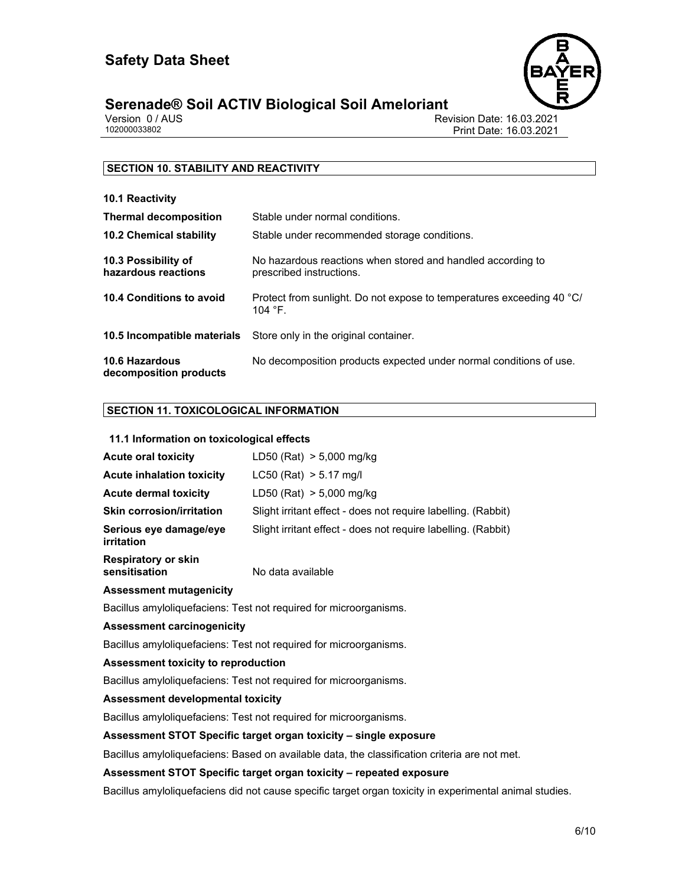## SECTION 10. STABILITY AND REACTIVITY

**10.1 Reactivity**

| | |
|---|---|
| **Thermal decomposition** | Stable under normal conditions. |
| **10.2 Chemical stability** | Stable under recommended storage conditions. |
| **10.3 Possibility of hazardous reactions** | No hazardous reactions when stored and handled according to prescribed instructions. |
| **10.4 Conditions to avoid** | Protect from sunlight. Do not expose to temperatures exceeding 40 °C/ 104 °F. |
| **10.5 Incompatible materials** | Store only in the original container. |
| **10.6 Hazardous decomposition products** | No decomposition products expected under normal conditions of use. |

## SECTION 11. TOXICOLOGICAL INFORMATION

**11.1 Information on toxicological effects**

| | |
|---|---|
| **Acute oral toxicity** | LD50 (Rat) > 5,000 mg/kg |
| **Acute inhalation toxicity** | LC50 (Rat) > 5.17 mg/l |
| **Acute dermal toxicity** | LD50 (Rat) > 5,000 mg/kg |
| **Skin corrosion/irritation** | Slight irritant effect - does not require labelling. (Rabbit) |
| **Serious eye damage/eye irritation** | Slight irritant effect - does not require labelling. (Rabbit) |
| **Respiratory or skin sensitisation** | No data available |

**Assessment mutagenicity**

Bacillus amyloliquefaciens: Test not required for microorganisms.

**Assessment carcinogenicity**

Bacillus amyloliquefaciens: Test not required for microorganisms.

**Assessment toxicity to reproduction**

Bacillus amyloliquefaciens: Test not required for microorganisms.

**Assessment developmental toxicity**

Bacillus amyloliquefaciens: Test not required for microorganisms.

**Assessment STOT Specific target organ toxicity – single exposure**

Bacillus amyloliquefaciens: Based on available data, the classification criteria are not met.

**Assessment STOT Specific target organ toxicity – repeated exposure**

Bacillus amyloliquefaciens did not cause specific target organ toxicity in experimental animal studies.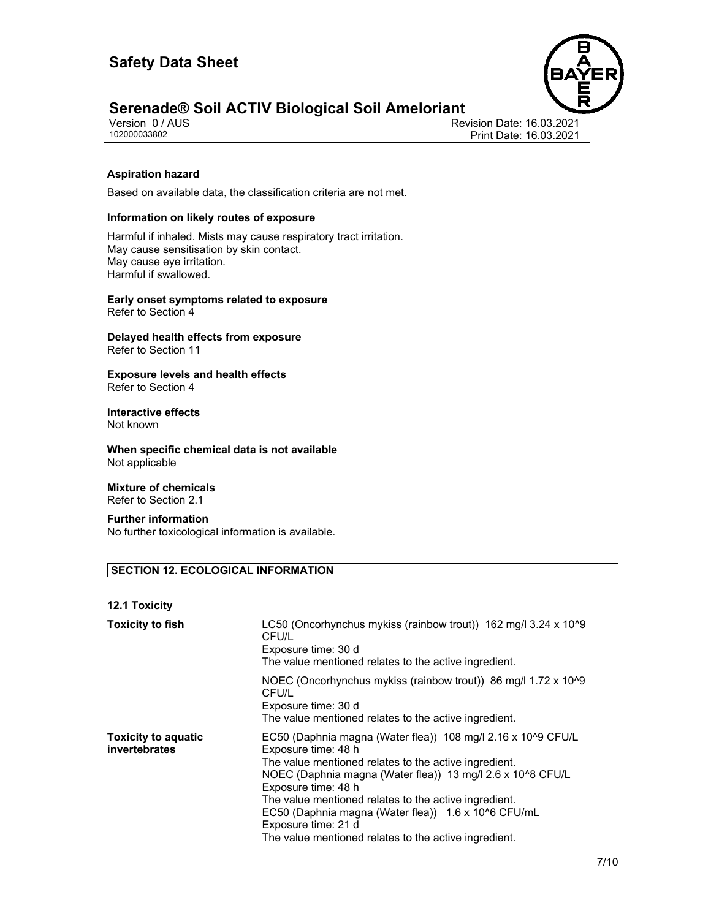**Aspiration hazard**

Based on available data, the classification criteria are not met.

**Information on likely routes of exposure**

Harmful if inhaled. Mists may cause respiratory tract irritation.
May cause sensitisation by skin contact.
May cause eye irritation.
Harmful if swallowed.

**Early onset symptoms related to exposure**
Refer to Section 4

**Delayed health effects from exposure**
Refer to Section 11

**Exposure levels and health effects**
Refer to Section 4

**Interactive effects**
Not known

**When specific chemical data is not available**
Not applicable

**Mixture of chemicals**
Refer to Section 2.1

**Further information**
No further toxicological information is available.

## SECTION 12. ECOLOGICAL INFORMATION

**12.1 Toxicity**

| | |
|---|---|
| **Toxicity to fish** | LC50 (Oncorhynchus mykiss (rainbow trout)) 162 mg/l 3.24 x 10^9 CFU/L<br>Exposure time: 30 d<br>The value mentioned relates to the active ingredient. |
| | NOEC (Oncorhynchus mykiss (rainbow trout)) 86 mg/l 1.72 x 10^9 CFU/L<br>Exposure time: 30 d<br>The value mentioned relates to the active ingredient. |
| **Toxicity to aquatic invertebrates** | EC50 (Daphnia magna (Water flea)) 108 mg/l 2.16 x 10^9 CFU/L<br>Exposure time: 48 h<br>The value mentioned relates to the active ingredient.<br>NOEC (Daphnia magna (Water flea)) 13 mg/l 2.6 x 10^8 CFU/L<br>Exposure time: 48 h<br>The value mentioned relates to the active ingredient.<br>EC50 (Daphnia magna (Water flea)) 1.6 x 10^6 CFU/mL<br>Exposure time: 21 d<br>The value mentioned relates to the active ingredient. |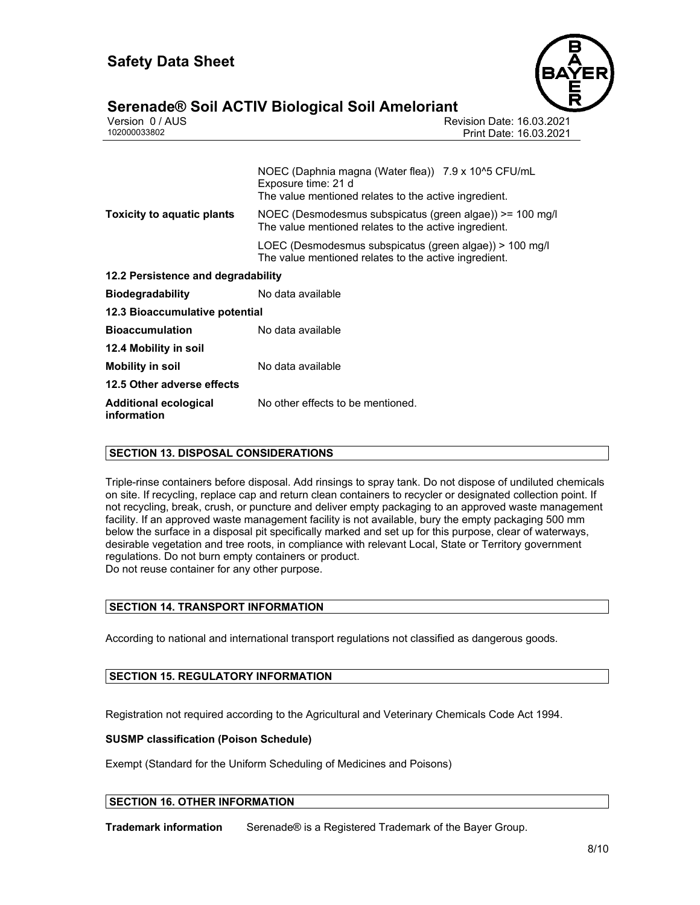| | |
|---|---|
| | NOEC (Daphnia magna (Water flea)) 7.9 x 10^5 CFU/mL<br>Exposure time: 21 d<br>The value mentioned relates to the active ingredient. |
| **Toxicity to aquatic plants** | NOEC (Desmodesmus subspicatus (green algae)) >= 100 mg/l<br>The value mentioned relates to the active ingredient. |
| | LOEC (Desmodesmus subspicatus (green algae)) > 100 mg/l<br>The value mentioned relates to the active ingredient. |

**12.2 Persistence and degradability**

| | |
|---|---|
| **Biodegradability** | No data available |

**12.3 Bioaccumulative potential**

| | |
|---|---|
| **Bioaccumulation** | No data available |

**12.4 Mobility in soil**

| | |
|---|---|
| **Mobility in soil** | No data available |

**12.5 Other adverse effects**

| | |
|---|---|
| **Additional ecological information** | No other effects to be mentioned. |

## SECTION 13. DISPOSAL CONSIDERATIONS

Triple-rinse containers before disposal. Add rinsings to spray tank. Do not dispose of undiluted chemicals on site. If recycling, replace cap and return clean containers to recycler or designated collection point. If not recycling, break, crush, or puncture and deliver empty packaging to an approved waste management facility. If an approved waste management facility is not available, bury the empty packaging 500 mm below the surface in a disposal pit specifically marked and set up for this purpose, clear of waterways, desirable vegetation and tree roots, in compliance with relevant Local, State or Territory government regulations. Do not burn empty containers or product.
Do not reuse container for any other purpose.

## SECTION 14. TRANSPORT INFORMATION

According to national and international transport regulations not classified as dangerous goods.

## SECTION 15. REGULATORY INFORMATION

Registration not required according to the Agricultural and Veterinary Chemicals Code Act 1994.

**SUSMP classification (Poison Schedule)**

Exempt (Standard for the Uniform Scheduling of Medicines and Poisons)

## SECTION 16. OTHER INFORMATION

**Trademark information** Serenade® is a Registered Trademark of the Bayer Group.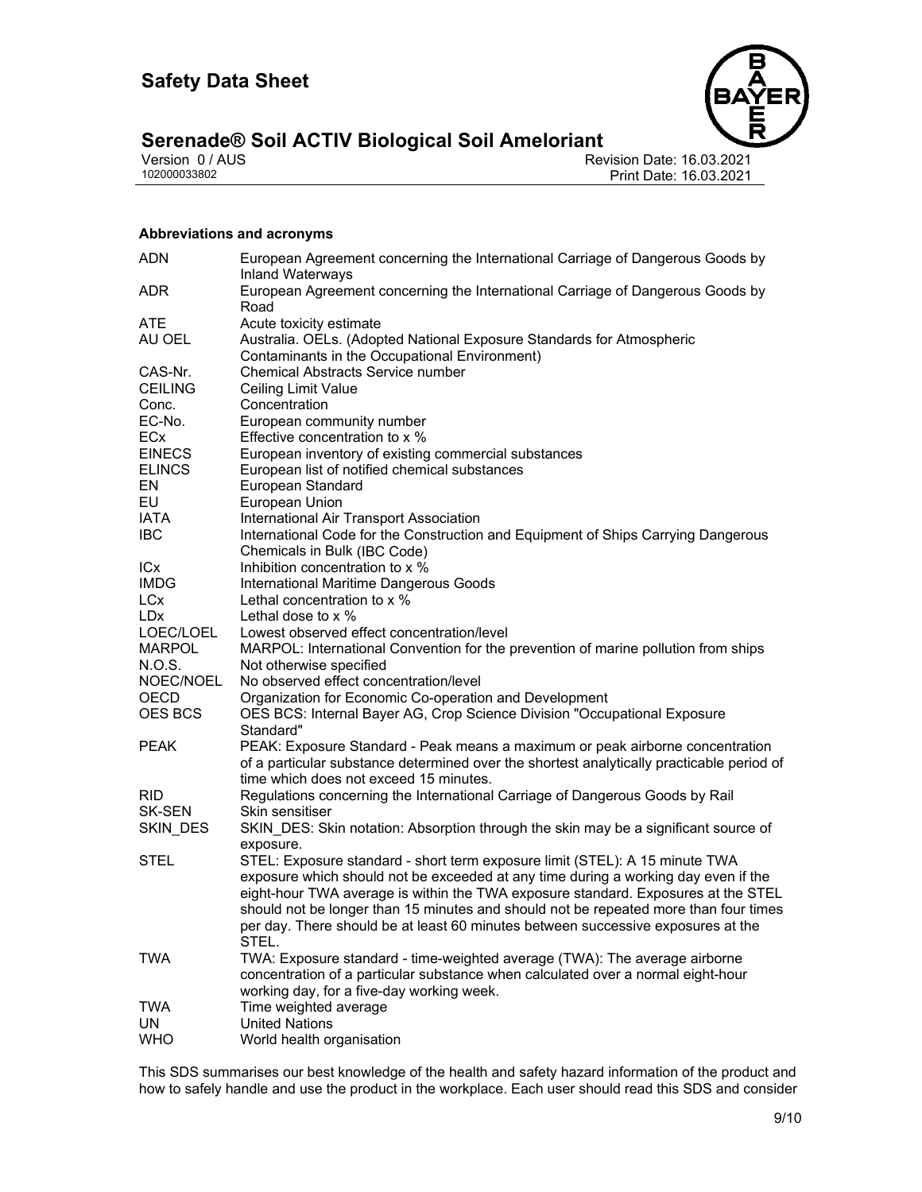### Abbreviations and acronyms

| | |
|---|---|
| ADN | European Agreement concerning the International Carriage of Dangerous Goods by Inland Waterways |
| ADR | European Agreement concerning the International Carriage of Dangerous Goods by Road |
| ATE | Acute toxicity estimate |
| AU OEL | Australia. OELs. (Adopted National Exposure Standards for Atmospheric Contaminants in the Occupational Environment) |
| CAS-Nr. | Chemical Abstracts Service number |
| CEILING | Ceiling Limit Value |
| Conc. | Concentration |
| EC-No. | European community number |
| ECx | Effective concentration to x % |
| EINECS | European inventory of existing commercial substances |
| ELINCS | European list of notified chemical substances |
| EN | European Standard |
| EU | European Union |
| IATA | International Air Transport Association |
| IBC | International Code for the Construction and Equipment of Ships Carrying Dangerous Chemicals in Bulk (IBC Code) |
| ICx | Inhibition concentration to x % |
| IMDG | International Maritime Dangerous Goods |
| LCx | Lethal concentration to x % |
| LDx | Lethal dose to x % |
| LOEC/LOEL | Lowest observed effect concentration/level |
| MARPOL | MARPOL: International Convention for the prevention of marine pollution from ships |
| N.O.S. | Not otherwise specified |
| NOEC/NOEL | No observed effect concentration/level |
| OECD | Organization for Economic Co-operation and Development |
| OES BCS | OES BCS: Internal Bayer AG, Crop Science Division "Occupational Exposure Standard" |
| PEAK | PEAK: Exposure Standard - Peak means a maximum or peak airborne concentration of a particular substance determined over the shortest analytically practicable period of time which does not exceed 15 minutes. |
| RID | Regulations concerning the International Carriage of Dangerous Goods by Rail |
| SK-SEN | Skin sensitiser |
| SKIN_DES | SKIN_DES: Skin notation: Absorption through the skin may be a significant source of exposure. |
| STEL | STEL: Exposure standard - short term exposure limit (STEL): A 15 minute TWA exposure which should not be exceeded at any time during a working day even if the eight-hour TWA average is within the TWA exposure standard. Exposures at the STEL should not be longer than 15 minutes and should not be repeated more than four times per day. There should be at least 60 minutes between successive exposures at the STEL. |
| TWA | TWA: Exposure standard - time-weighted average (TWA): The average airborne concentration of a particular substance when calculated over a normal eight-hour working day, for a five-day working week. |
| TWA | Time weighted average |
| UN | United Nations |
| WHO | World health organisation |

This SDS summarises our best knowledge of the health and safety hazard information of the product and how to safely handle and use the product in the workplace. Each user should read this SDS and consider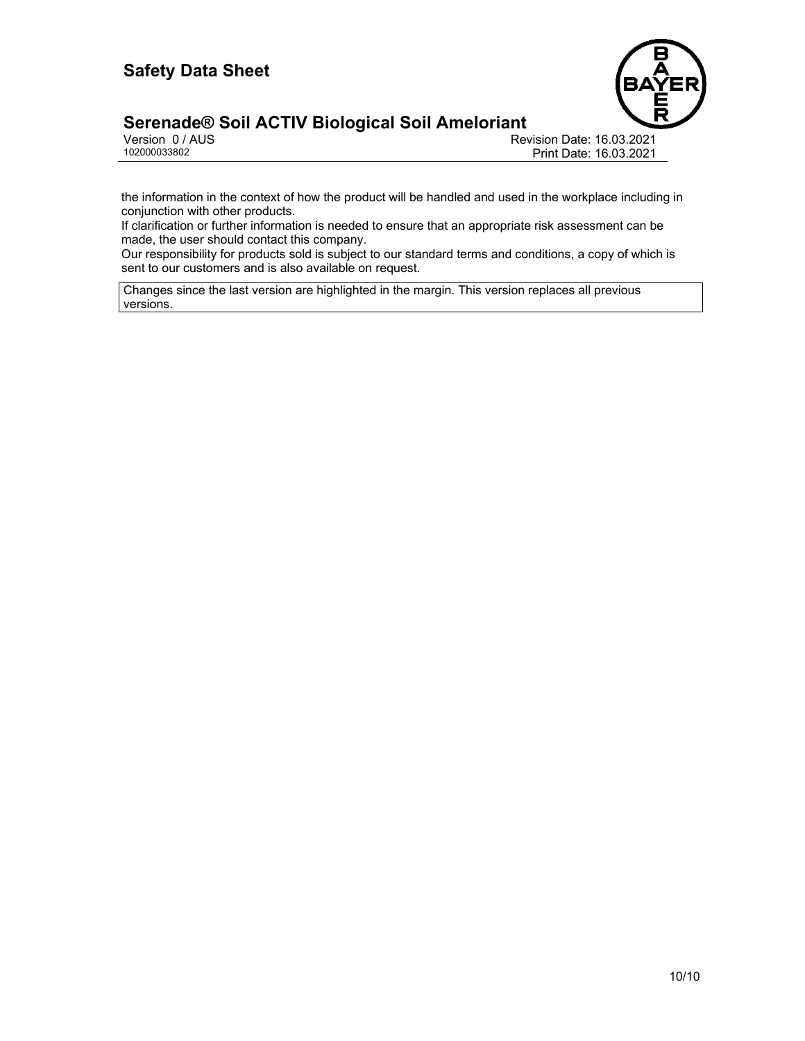the information in the context of how the product will be handled and used in the workplace including in conjunction with other products.
If clarification or further information is needed to ensure that an appropriate risk assessment can be made, the user should contact this company.
Our responsibility for products sold is subject to our standard terms and conditions, a copy of which is sent to our customers and is also available on request.

Changes since the last version are highlighted in the margin. This version replaces all previous versions.